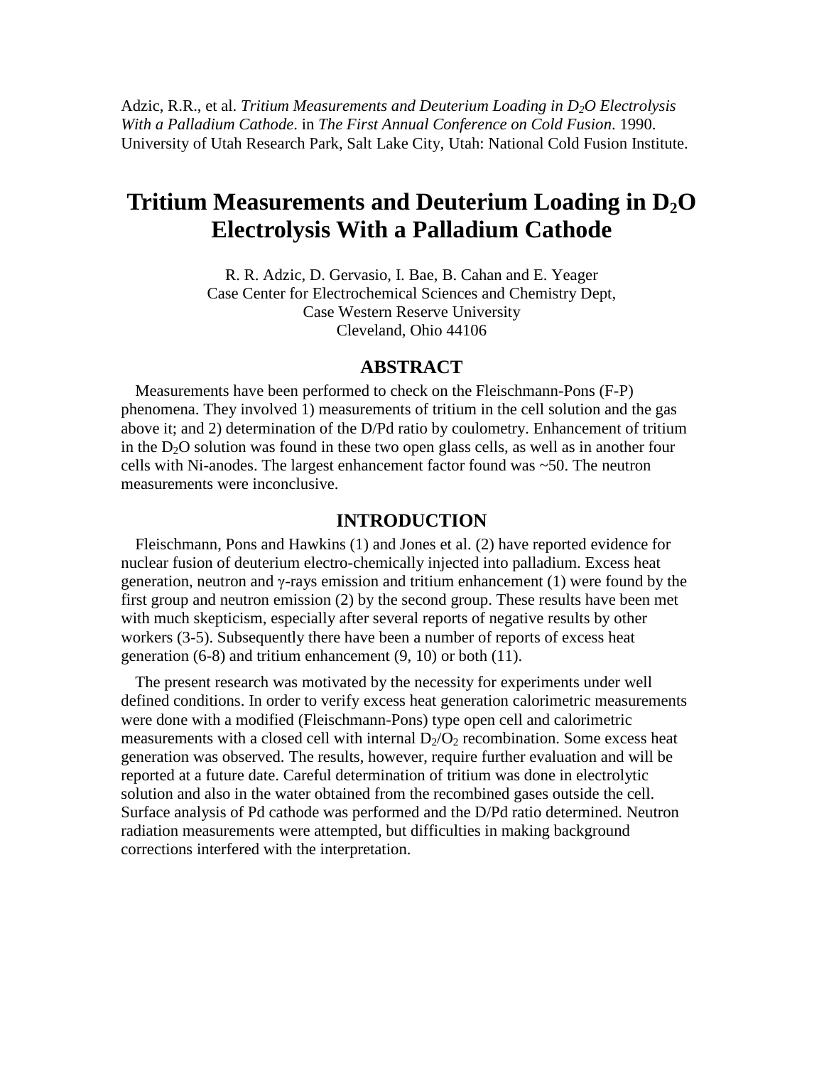Adzic, R.R., et al. *Tritium Measurements and Deuterium Loading in $D_2O$ Electrolysis With a Palladium Cathode*. in *The First Annual Conference on Cold Fusion*. 1990. University of Utah Research Park, Salt Lake City, Utah: National Cold Fusion Institute.

# Tritium Measurements and Deuterium Loading in $D_2O$ Electrolysis With a Palladium Cathode

R. R. Adzic, D. Gervasio, I. Bae, B. Cahan and E. Yeager
Case Center for Electrochemical Sciences and Chemistry Dept,
Case Western Reserve University
Cleveland, Ohio 44106

## ABSTRACT

Measurements have been performed to check on the Fleischmann-Pons (F-P) phenomena. They involved 1) measurements of tritium in the cell solution and the gas above it; and 2) determination of the D/Pd ratio by coulometry. Enhancement of tritium in the $D_2O$ solution was found in these two open glass cells, as well as in another four cells with Ni-anodes. The largest enhancement factor found was ~50. The neutron measurements were inconclusive.

## INTRODUCTION

Fleischmann, Pons and Hawkins (1) and Jones et al. (2) have reported evidence for nuclear fusion of deuterium electro-chemically injected into palladium. Excess heat generation, neutron and γ-rays emission and tritium enhancement (1) were found by the first group and neutron emission (2) by the second group. These results have been met with much skepticism, especially after several reports of negative results by other workers (3-5). Subsequently there have been a number of reports of excess heat generation (6-8) and tritium enhancement (9, 10) or both (11).

The present research was motivated by the necessity for experiments under well defined conditions. In order to verify excess heat generation calorimetric measurements were done with a modified (Fleischmann-Pons) type open cell and calorimetric measurements with a closed cell with internal $D_2/O_2$ recombination. Some excess heat generation was observed. The results, however, require further evaluation and will be reported at a future date. Careful determination of tritium was done in electrolytic solution and also in the water obtained from the recombined gases outside the cell. Surface analysis of Pd cathode was performed and the D/Pd ratio determined. Neutron radiation measurements were attempted, but difficulties in making background corrections interfered with the interpretation.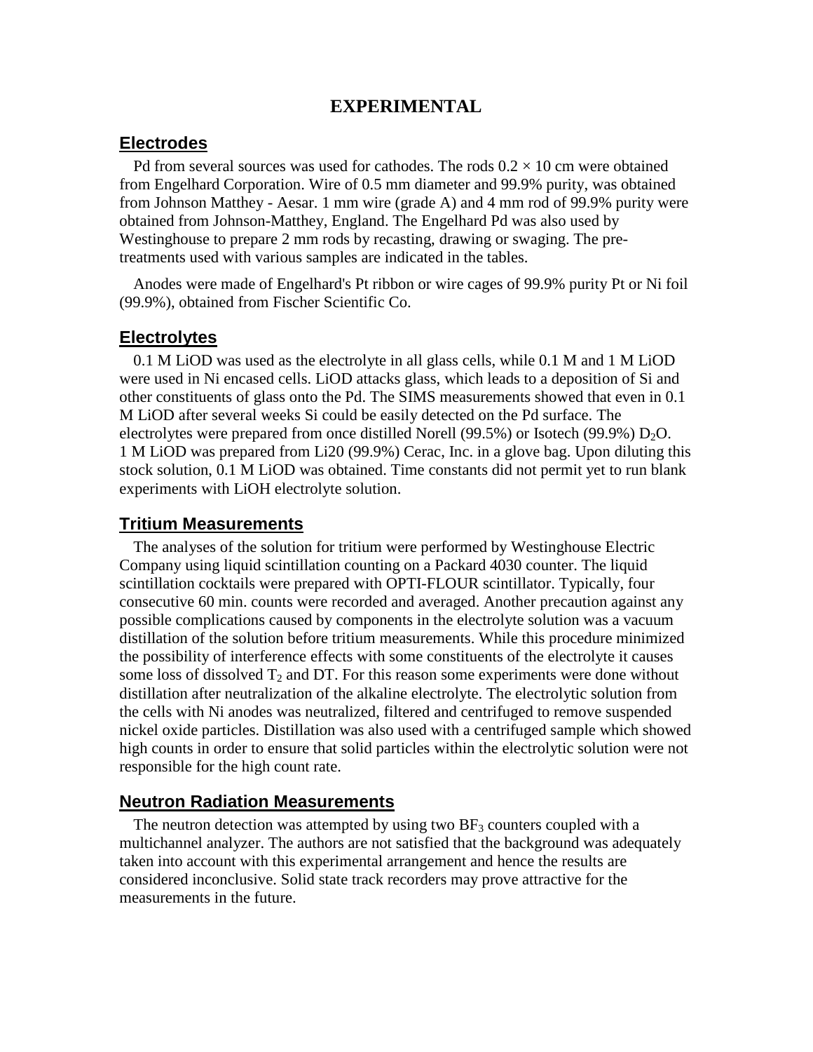# EXPERIMENTAL

## Electrodes

Pd from several sources was used for cathodes. The rods 0.2 × 10 cm were obtained from Engelhard Corporation. Wire of 0.5 mm diameter and 99.9% purity, was obtained from Johnson Matthey - Aesar. 1 mm wire (grade A) and 4 mm rod of 99.9% purity were obtained from Johnson-Matthey, England. The Engelhard Pd was also used by Westinghouse to prepare 2 mm rods by recasting, drawing or swaging. The pre-treatments used with various samples are indicated in the tables.

Anodes were made of Engelhard's Pt ribbon or wire cages of 99.9% purity Pt or Ni foil (99.9%), obtained from Fischer Scientific Co.

## Electrolytes

0.1 M LiOD was used as the electrolyte in all glass cells, while 0.1 M and 1 M LiOD were used in Ni encased cells. LiOD attacks glass, which leads to a deposition of Si and other constituents of glass onto the Pd. The SIMS measurements showed that even in 0.1 M LiOD after several weeks Si could be easily detected on the Pd surface. The electrolytes were prepared from once distilled Norell (99.5%) or Isotech (99.9%) $D_2O$. 1 M LiOD was prepared from Li20 (99.9%) Cerac, Inc. in a glove bag. Upon diluting this stock solution, 0.1 M LiOD was obtained. Time constants did not permit yet to run blank experiments with LiOH electrolyte solution.

## Tritium Measurements

The analyses of the solution for tritium were performed by Westinghouse Electric Company using liquid scintillation counting on a Packard 4030 counter. The liquid scintillation cocktails were prepared with OPTI-FLOUR scintillator. Typically, four consecutive 60 min. counts were recorded and averaged. Another precaution against any possible complications caused by components in the electrolyte solution was a vacuum distillation of the solution before tritium measurements. While this procedure minimized the possibility of interference effects with some constituents of the electrolyte it causes some loss of dissolved $T_2$ and DT. For this reason some experiments were done without distillation after neutralization of the alkaline electrolyte. The electrolytic solution from the cells with Ni anodes was neutralized, filtered and centrifuged to remove suspended nickel oxide particles. Distillation was also used with a centrifuged sample which showed high counts in order to ensure that solid particles within the electrolytic solution were not responsible for the high count rate.

## Neutron Radiation Measurements

The neutron detection was attempted by using two $BF_3$ counters coupled with a multichannel analyzer. The authors are not satisfied that the background was adequately taken into account with this experimental arrangement and hence the results are considered inconclusive. Solid state track recorders may prove attractive for the measurements in the future.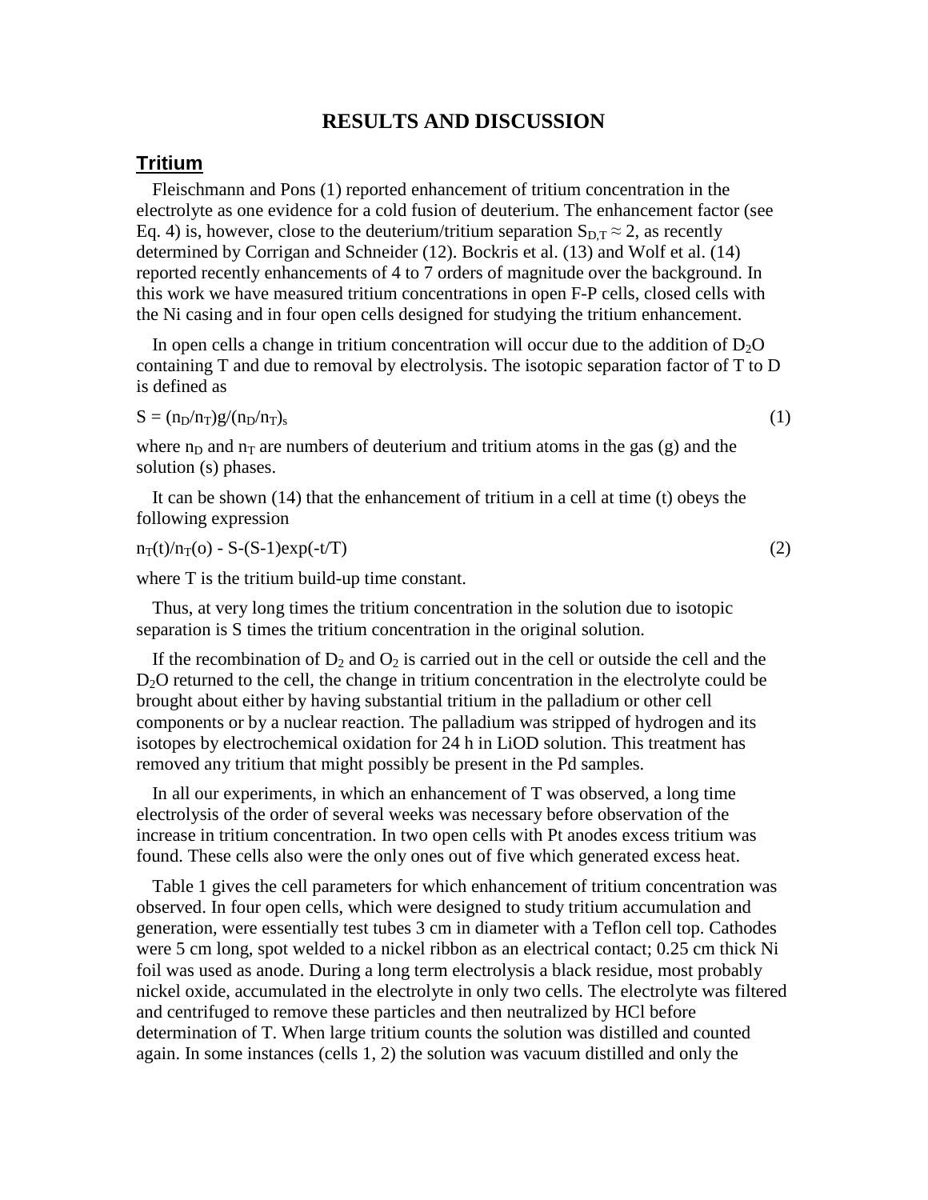# RESULTS AND DISCUSSION

## Tritium

Fleischmann and Pons (1) reported enhancement of tritium concentration in the electrolyte as one evidence for a cold fusion of deuterium. The enhancement factor (see Eq. 4) is, however, close to the deuterium/tritium separation $S_{D,T} \approx 2$, as recently determined by Corrigan and Schneider (12). Bockris et al. (13) and Wolf et al. (14) reported recently enhancements of 4 to 7 orders of magnitude over the background. In this work we have measured tritium concentrations in open F-P cells, closed cells with the Ni casing and in four open cells designed for studying the tritium enhancement.

In open cells a change in tritium concentration will occur due to the addition of $D_2O$ containing T and due to removal by electrolysis. The isotopic separation factor of T to D is defined as

$$S = (n_D/n_T)g/(n_D/n_T)_s \tag{1}$$

where $n_D$ and $n_T$ are numbers of deuterium and tritium atoms in the gas (g) and the solution (s) phases.

It can be shown (14) that the enhancement of tritium in a cell at time (t) obeys the following expression

$$n_T(t)/n_T(o) - S-(S-1)\exp(-t/T) \tag{2}$$

where T is the tritium build-up time constant.

Thus, at very long times the tritium concentration in the solution due to isotopic separation is S times the tritium concentration in the original solution.

If the recombination of $D_2$ and $O_2$ is carried out in the cell or outside the cell and the $D_2O$ returned to the cell, the change in tritium concentration in the electrolyte could be brought about either by having substantial tritium in the palladium or other cell components or by a nuclear reaction. The palladium was stripped of hydrogen and its isotopes by electrochemical oxidation for 24 h in LiOD solution. This treatment has removed any tritium that might possibly be present in the Pd samples.

In all our experiments, in which an enhancement of T was observed, a long time electrolysis of the order of several weeks was necessary before observation of the increase in tritium concentration. In two open cells with Pt anodes excess tritium was found. These cells also were the only ones out of five which generated excess heat.

Table 1 gives the cell parameters for which enhancement of tritium concentration was observed. In four open cells, which were designed to study tritium accumulation and generation, were essentially test tubes 3 cm in diameter with a Teflon cell top. Cathodes were 5 cm long, spot welded to a nickel ribbon as an electrical contact; 0.25 cm thick Ni foil was used as anode. During a long term electrolysis a black residue, most probably nickel oxide, accumulated in the electrolyte in only two cells. The electrolyte was filtered and centrifuged to remove these particles and then neutralized by HCl before determination of T. When large tritium counts the solution was distilled and counted again. In some instances (cells 1, 2) the solution was vacuum distilled and only the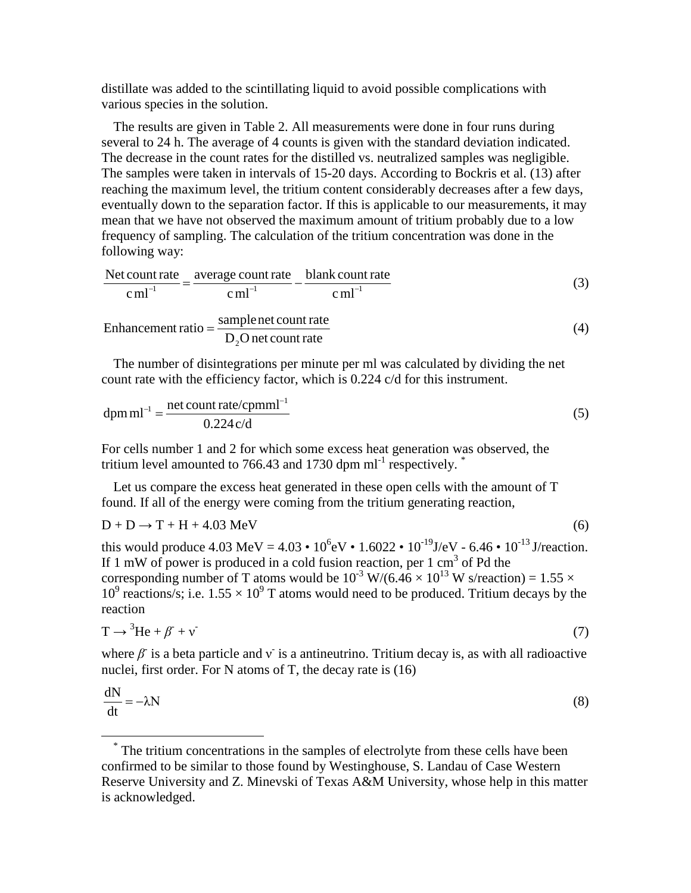distillate was added to the scintillating liquid to avoid possible complications with various species in the solution.

The results are given in Table 2. All measurements were done in four runs during several to 24 h. The average of 4 counts is given with the standard deviation indicated. The decrease in the count rates for the distilled vs. neutralized samples was negligible. The samples were taken in intervals of 15-20 days. According to Bockris et al. (13) after reaching the maximum level, the tritium content considerably decreases after a few days, eventually down to the separation factor. If this is applicable to our measurements, it may mean that we have not observed the maximum amount of tritium probably due to a low frequency of sampling. The calculation of the tritium concentration was done in the following way:

$$\frac{\text{Net count rate}}{\text{c ml}^{-1}} = \frac{\text{average count rate}}{\text{c ml}^{-1}} - \frac{\text{blank count rate}}{\text{c ml}^{-1}} \tag{3}$$

$$\text{Enhancement ratio} = \frac{\text{sample net count rate}}{\text{D}_2\text{O net count rate}} \tag{4}$$

The number of disintegrations per minute per ml was calculated by dividing the net count rate with the efficiency factor, which is 0.224 c/d for this instrument.

$$\text{dpm ml}^{-1} = \frac{\text{net count rate/cpmml}^{-1}}{0.224\,\text{c/d}} \tag{5}$$

For cells number 1 and 2 for which some excess heat generation was observed, the tritium level amounted to 766.43 and 1730 dpm $ml^{-1}$ respectively. *

Let us compare the excess heat generated in these open cells with the amount of T found. If all of the energy were coming from the tritium generating reaction,

$$\text{D} + \text{D} \rightarrow \text{T} + \text{H} + 4.03\ \text{MeV} \tag{6}$$

this would produce 4.03 MeV = $4.03 \cdot 10^6$eV $\cdot$ $1.6022 \cdot 10^{-19}$J/eV - $6.46 \cdot 10^{-13}$ J/reaction. If 1 mW of power is produced in a cold fusion reaction, per 1 $cm^3$ of Pd the corresponding number of T atoms would be $10^{-3}$ W/($6.46 \times 10^{13}$ W s/reaction) = $1.55 \times 10^9$ reactions/s; i.e. $1.55 \times 10^9$ T atoms would need to be produced. Tritium decays by the reaction

$$\text{T} \rightarrow {}^3\text{He} + \beta^- + \nu^- \tag{7}$$

where $\beta^-$ is a beta particle and $\nu^-$ is a antineutrino. Tritium decay is, as with all radioactive nuclei, first order. For N atoms of T, the decay rate is (16)

$$\frac{dN}{dt} = -\lambda N \tag{8}$$

* The tritium concentrations in the samples of electrolyte from these cells have been confirmed to be similar to those found by Westinghouse, S. Landau of Case Western Reserve University and Z. Minevski of Texas A&M University, whose help in this matter is acknowledged.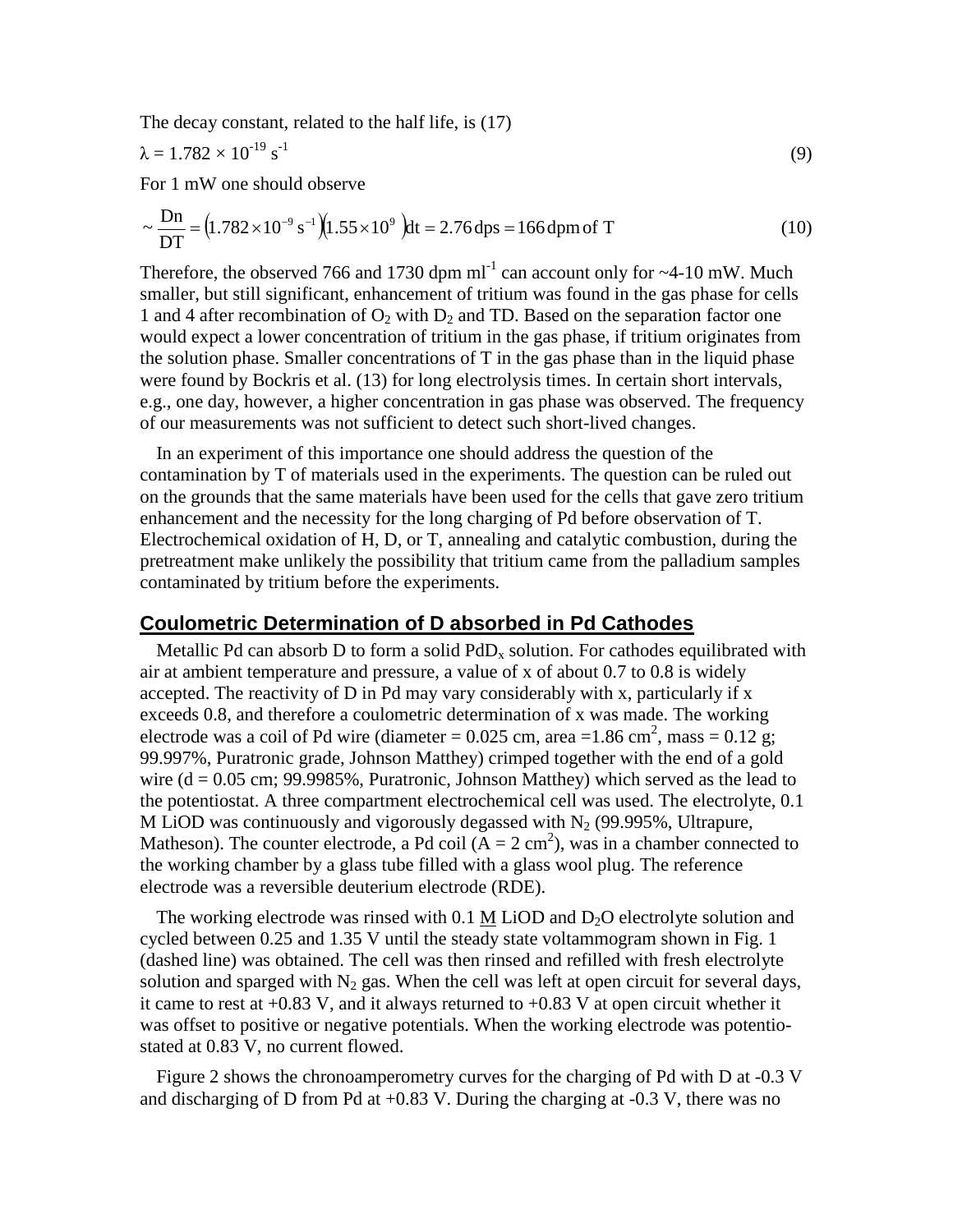The decay constant, related to the half life, is (17)

$$\lambda = 1.782 \times 10^{-19}\ \mathrm{s}^{-1} \tag{9}$$

For 1 mW one should observe

$$\sim \frac{\mathrm{Dn}}{\mathrm{DT}} = \left(1.782 \times 10^{-9}\ \mathrm{s}^{-1}\right)\left(1.55 \times 10^{9}\ \right)\mathrm{dt} = 2.76\ \mathrm{dps} = 166\ \mathrm{dpm\ of\ T} \tag{10}$$

Therefore, the observed 766 and 1730 dpm $\mathrm{ml}^{-1}$ can account only for ~4-10 mW. Much smaller, but still significant, enhancement of tritium was found in the gas phase for cells 1 and 4 after recombination of $O_2$ with $D_2$ and TD. Based on the separation factor one would expect a lower concentration of tritium in the gas phase, if tritium originates from the solution phase. Smaller concentrations of T in the gas phase than in the liquid phase were found by Bockris et al. (13) for long electrolysis times. In certain short intervals, e.g., one day, however, a higher concentration in gas phase was observed. The frequency of our measurements was not sufficient to detect such short-lived changes.

In an experiment of this importance one should address the question of the contamination by T of materials used in the experiments. The question can be ruled out on the grounds that the same materials have been used for the cells that gave zero tritium enhancement and the necessity for the long charging of Pd before observation of T. Electrochemical oxidation of H, D, or T, annealing and catalytic combustion, during the pretreatment make unlikely the possibility that tritium came from the palladium samples contaminated by tritium before the experiments.

## Coulometric Determination of D absorbed in Pd Cathodes

Metallic Pd can absorb D to form a solid $PdD_x$ solution. For cathodes equilibrated with air at ambient temperature and pressure, a value of x of about 0.7 to 0.8 is widely accepted. The reactivity of D in Pd may vary considerably with x, particularly if x exceeds 0.8, and therefore a coulometric determination of x was made. The working electrode was a coil of Pd wire (diameter = 0.025 cm, area =1.86 $\mathrm{cm}^2$, mass = 0.12 g; 99.997%, Puratronic grade, Johnson Matthey) crimped together with the end of a gold wire (d = 0.05 cm; 99.9985%, Puratronic, Johnson Matthey) which served as the lead to the potentiostat. A three compartment electrochemical cell was used. The electrolyte, 0.1 M LiOD was continuously and vigorously degassed with $N_2$ (99.995%, Ultrapure, Matheson). The counter electrode, a Pd coil ($A = 2\ \mathrm{cm}^2$), was in a chamber connected to the working chamber by a glass tube filled with a glass wool plug. The reference electrode was a reversible deuterium electrode (RDE).

The working electrode was rinsed with 0.1 M LiOD and $D_2O$ electrolyte solution and cycled between 0.25 and 1.35 V until the steady state voltammogram shown in Fig. 1 (dashed line) was obtained. The cell was then rinsed and refilled with fresh electrolyte solution and sparged with $N_2$ gas. When the cell was left at open circuit for several days, it came to rest at +0.83 V, and it always returned to +0.83 V at open circuit whether it was offset to positive or negative potentials. When the working electrode was potentiostated at 0.83 V, no current flowed.

Figure 2 shows the chronoamperometry curves for the charging of Pd with D at -0.3 V and discharging of D from Pd at +0.83 V. During the charging at -0.3 V, there was no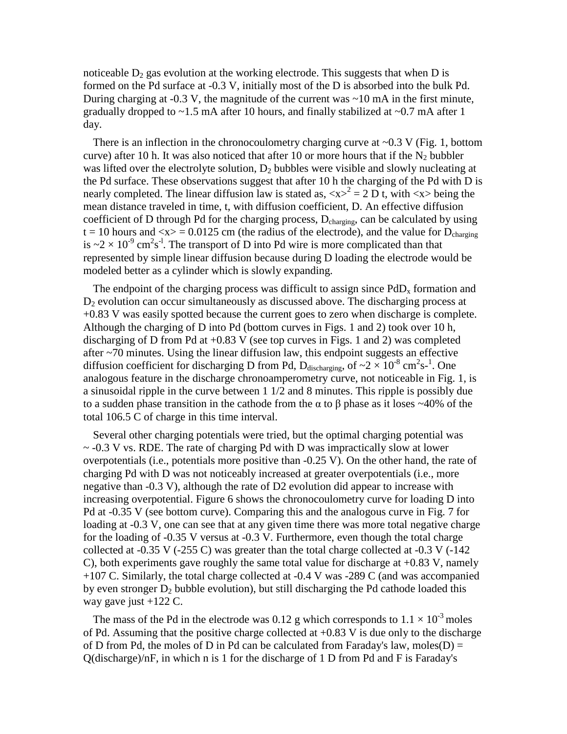noticeable $D_2$ gas evolution at the working electrode. This suggests that when D is formed on the Pd surface at -0.3 V, initially most of the D is absorbed into the bulk Pd. During charging at -0.3 V, the magnitude of the current was ~10 mA in the first minute, gradually dropped to ~1.5 mA after 10 hours, and finally stabilized at ~0.7 mA after 1 day.

There is an inflection in the chronocoulometry charging curve at ~0.3 V (Fig. 1, bottom curve) after 10 h. It was also noticed that after 10 or more hours that if the $N_2$ bubbler was lifted over the electrolyte solution, $D_2$ bubbles were visible and slowly nucleating at the Pd surface. These observations suggest that after 10 h the charging of the Pd with D is nearly completed. The linear diffusion law is stated as, $\langle x \rangle^2 = 2\,D\,t$, with $\langle x \rangle$ being the mean distance traveled in time, t, with diffusion coefficient, D. An effective diffusion coefficient of D through Pd for the charging process, $D_{charging}$, can be calculated by using t = 10 hours and $\langle x \rangle = 0.0125$ cm (the radius of the electrode), and the value for $D_{charging}$ is $\sim 2 \times 10^{-9}$ cm$^2$s$^{-1}$. The transport of D into Pd wire is more complicated than that represented by simple linear diffusion because during D loading the electrode would be modeled better as a cylinder which is slowly expanding.

The endpoint of the charging process was difficult to assign since $PdD_x$ formation and $D_2$ evolution can occur simultaneously as discussed above. The discharging process at +0.83 V was easily spotted because the current goes to zero when discharge is complete. Although the charging of D into Pd (bottom curves in Figs. 1 and 2) took over 10 h, discharging of D from Pd at +0.83 V (see top curves in Figs. 1 and 2) was completed after ~70 minutes. Using the linear diffusion law, this endpoint suggests an effective diffusion coefficient for discharging D from Pd, $D_{discharging}$, of $\sim 2 \times 10^{-8}$ cm$^2$s-$^1$. One analogous feature in the discharge chronoamperometry curve, not noticeable in Fig. 1, is a sinusoidal ripple in the curve between 1 1/2 and 8 minutes. This ripple is possibly due to a sudden phase transition in the cathode from the α to β phase as it loses ~40% of the total 106.5 C of charge in this time interval.

Several other charging potentials were tried, but the optimal charging potential was ~ -0.3 V vs. RDE. The rate of charging Pd with D was impractically slow at lower overpotentials (i.e., potentials more positive than -0.25 V). On the other hand, the rate of charging Pd with D was not noticeably increased at greater overpotentials (i.e., more negative than -0.3 V), although the rate of D2 evolution did appear to increase with increasing overpotential. Figure 6 shows the chronocoulometry curve for loading D into Pd at -0.35 V (see bottom curve). Comparing this and the analogous curve in Fig. 7 for loading at -0.3 V, one can see that at any given time there was more total negative charge for the loading of -0.35 V versus at -0.3 V. Furthermore, even though the total charge collected at -0.35 V (-255 C) was greater than the total charge collected at -0.3 V (-142 C), both experiments gave roughly the same total value for discharge at +0.83 V, namely +107 C. Similarly, the total charge collected at -0.4 V was -289 C (and was accompanied by even stronger $D_2$ bubble evolution), but still discharging the Pd cathode loaded this way gave just +122 C.

The mass of the Pd in the electrode was 0.12 g which corresponds to $1.1 \times 10^{-3}$ moles of Pd. Assuming that the positive charge collected at +0.83 V is due only to the discharge of D from Pd, the moles of D in Pd can be calculated from Faraday's law, moles(D) = Q(discharge)/nF, in which n is 1 for the discharge of 1 D from Pd and F is Faraday's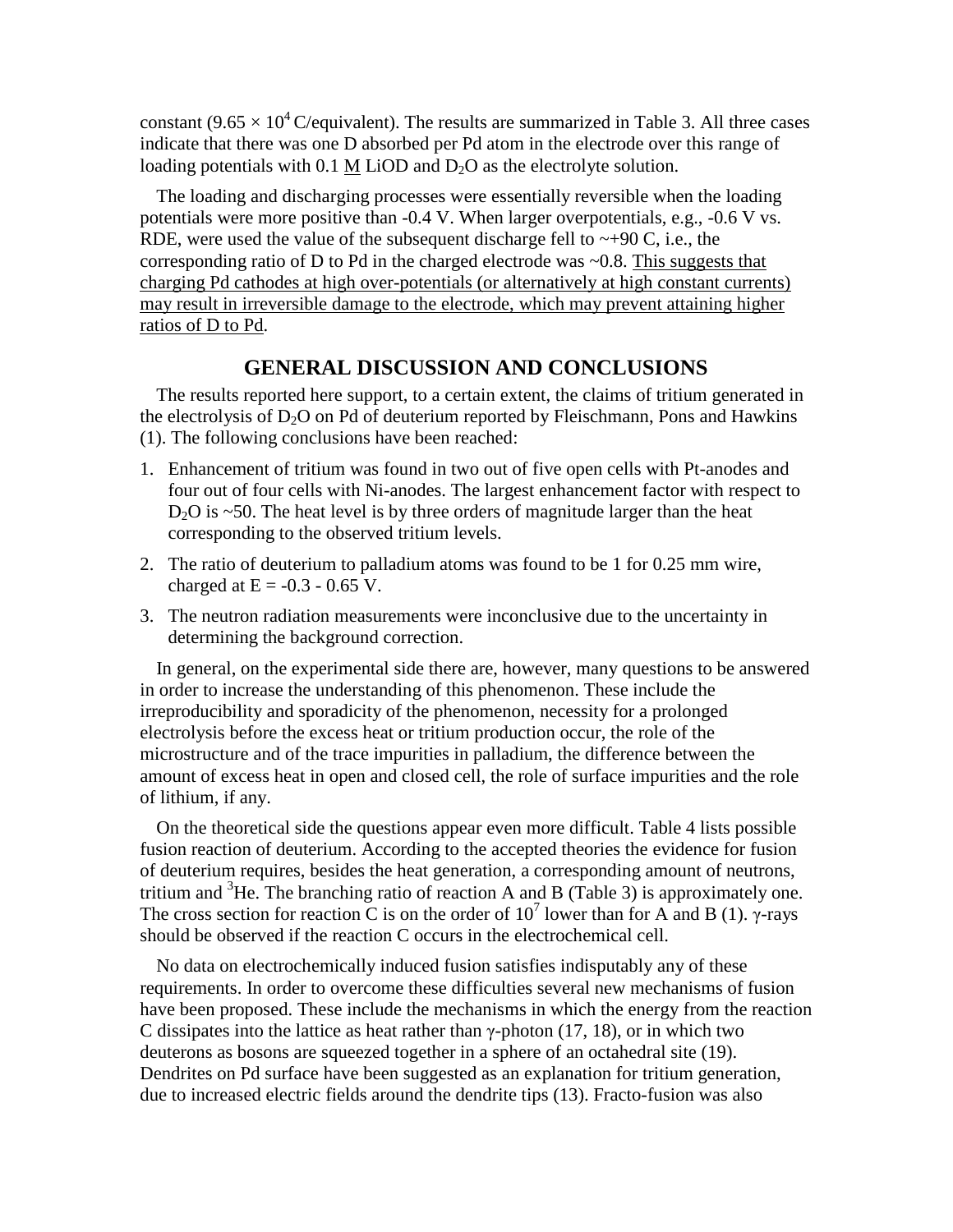constant ($9.65 \times 10^4$ C/equivalent). The results are summarized in Table 3. All three cases indicate that there was one D absorbed per Pd atom in the electrode over this range of loading potentials with 0.1 M LiOD and $D_2O$ as the electrolyte solution.

The loading and discharging processes were essentially reversible when the loading potentials were more positive than -0.4 V. When larger overpotentials, e.g., -0.6 V vs. RDE, were used the value of the subsequent discharge fell to ~+90 C, i.e., the corresponding ratio of D to Pd in the charged electrode was ~0.8. This suggests that charging Pd cathodes at high over-potentials (or alternatively at high constant currents) may result in irreversible damage to the electrode, which may prevent attaining higher ratios of D to Pd.

## GENERAL DISCUSSION AND CONCLUSIONS

The results reported here support, to a certain extent, the claims of tritium generated in the electrolysis of $D_2O$ on Pd of deuterium reported by Fleischmann, Pons and Hawkins (1). The following conclusions have been reached:

1. Enhancement of tritium was found in two out of five open cells with Pt-anodes and four out of four cells with Ni-anodes. The largest enhancement factor with respect to $D_2O$ is ~50. The heat level is by three orders of magnitude larger than the heat corresponding to the observed tritium levels.
2. The ratio of deuterium to palladium atoms was found to be 1 for 0.25 mm wire, charged at E = -0.3 - 0.65 V.
3. The neutron radiation measurements were inconclusive due to the uncertainty in determining the background correction.

In general, on the experimental side there are, however, many questions to be answered in order to increase the understanding of this phenomenon. These include the irreproducibility and sporadicity of the phenomenon, necessity for a prolonged electrolysis before the excess heat or tritium production occur, the role of the microstructure and of the trace impurities in palladium, the difference between the amount of excess heat in open and closed cell, the role of surface impurities and the role of lithium, if any.

On the theoretical side the questions appear even more difficult. Table 4 lists possible fusion reaction of deuterium. According to the accepted theories the evidence for fusion of deuterium requires, besides the heat generation, a corresponding amount of neutrons, tritium and $^3He$. The branching ratio of reaction A and B (Table 3) is approximately one. The cross section for reaction C is on the order of $10^7$ lower than for A and B (1). γ-rays should be observed if the reaction C occurs in the electrochemical cell.

No data on electrochemically induced fusion satisfies indisputably any of these requirements. In order to overcome these difficulties several new mechanisms of fusion have been proposed. These include the mechanisms in which the energy from the reaction C dissipates into the lattice as heat rather than γ-photon (17, 18), or in which two deuterons as bosons are squeezed together in a sphere of an octahedral site (19). Dendrites on Pd surface have been suggested as an explanation for tritium generation, due to increased electric fields around the dendrite tips (13). Fracto-fusion was also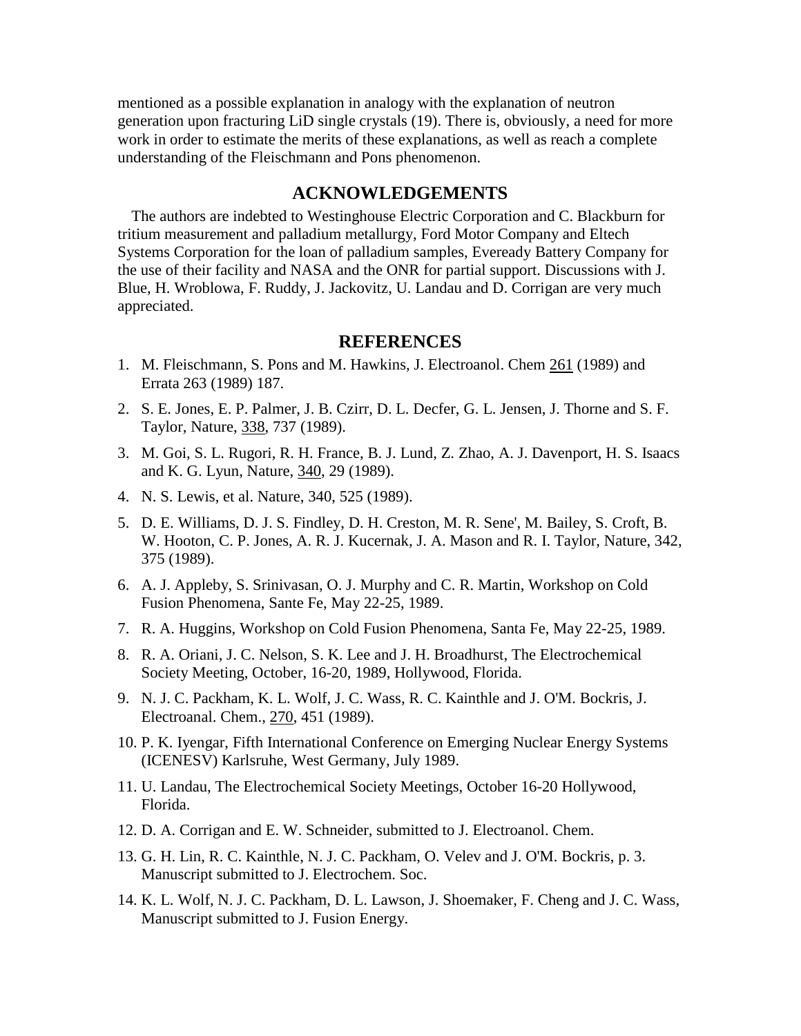mentioned as a possible explanation in analogy with the explanation of neutron generation upon fracturing LiD single crystals (19). There is, obviously, a need for more work in order to estimate the merits of these explanations, as well as reach a complete understanding of the Fleischmann and Pons phenomenon.

## ACKNOWLEDGEMENTS

The authors are indebted to Westinghouse Electric Corporation and C. Blackburn for tritium measurement and palladium metallurgy, Ford Motor Company and Eltech Systems Corporation for the loan of palladium samples, Eveready Battery Company for the use of their facility and NASA and the ONR for partial support. Discussions with J. Blue, H. Wroblowa, F. Ruddy, J. Jackovitz, U. Landau and D. Corrigan are very much appreciated.

## REFERENCES

1. M. Fleischmann, S. Pons and M. Hawkins, J. Electroanol. Chem 261 (1989) and Errata 263 (1989) 187.
2. S. E. Jones, E. P. Palmer, J. B. Czirr, D. L. Decfer, G. L. Jensen, J. Thorne and S. F. Taylor, Nature, 338, 737 (1989).
3. M. Goi, S. L. Rugori, R. H. France, B. J. Lund, Z. Zhao, A. J. Davenport, H. S. Isaacs and K. G. Lyun, Nature, 340, 29 (1989).
4. N. S. Lewis, et al. Nature, 340, 525 (1989).
5. D. E. Williams, D. J. S. Findley, D. H. Creston, M. R. Sene', M. Bailey, S. Croft, B. W. Hooton, C. P. Jones, A. R. J. Kucernak, J. A. Mason and R. I. Taylor, Nature, 342, 375 (1989).
6. A. J. Appleby, S. Srinivasan, O. J. Murphy and C. R. Martin, Workshop on Cold Fusion Phenomena, Sante Fe, May 22-25, 1989.
7. R. A. Huggins, Workshop on Cold Fusion Phenomena, Santa Fe, May 22-25, 1989.
8. R. A. Oriani, J. C. Nelson, S. K. Lee and J. H. Broadhurst, The Electrochemical Society Meeting, October, 16-20, 1989, Hollywood, Florida.
9. N. J. C. Packham, K. L. Wolf, J. C. Wass, R. C. Kainthle and J. O'M. Bockris, J. Electroanal. Chem., 270, 451 (1989).
10. P. K. Iyengar, Fifth International Conference on Emerging Nuclear Energy Systems (ICENESV) Karlsruhe, West Germany, July 1989.
11. U. Landau, The Electrochemical Society Meetings, October 16-20 Hollywood, Florida.
12. D. A. Corrigan and E. W. Schneider, submitted to J. Electroanol. Chem.
13. G. H. Lin, R. C. Kainthle, N. J. C. Packham, O. Velev and J. O'M. Bockris, p. 3. Manuscript submitted to J. Electrochem. Soc.
14. K. L. Wolf, N. J. C. Packham, D. L. Lawson, J. Shoemaker, F. Cheng and J. C. Wass, Manuscript submitted to J. Fusion Energy.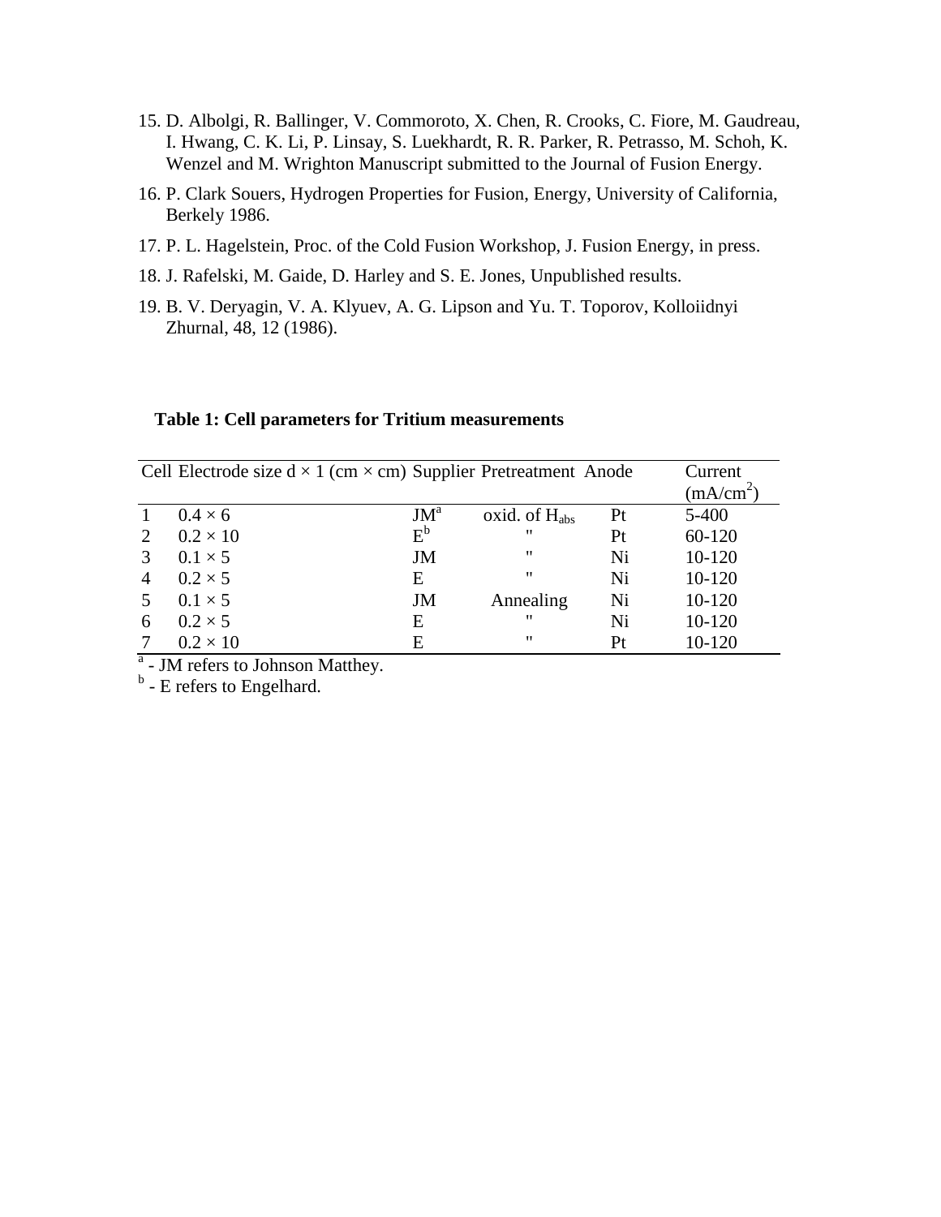15. D. Albolgi, R. Ballinger, V. Commoroto, X. Chen, R. Crooks, C. Fiore, M. Gaudreau, I. Hwang, C. K. Li, P. Linsay, S. Luekhardt, R. R. Parker, R. Petrasso, M. Schoh, K. Wenzel and M. Wrighton Manuscript submitted to the Journal of Fusion Energy.

16. P. Clark Souers, Hydrogen Properties for Fusion, Energy, University of California, Berkely 1986.

17. P. L. Hagelstein, Proc. of the Cold Fusion Workshop, J. Fusion Energy, in press.

18. J. Rafelski, M. Gaide, D. Harley and S. E. Jones, Unpublished results.

19. B. V. Deryagin, V. A. Klyuev, A. G. Lipson and Yu. T. Toporov, Kolloiidnyi Zhurnal, 48, 12 (1986).

**Table 1: Cell parameters for Tritium measurements**

| Cell | Electrode size d × 1 (cm × cm) | Supplier | Pretreatment | Anode | Current ($mA/cm^2$) |
|---|---|---|---|---|---|
| 1 | 0.4 × 6 | JM[a] | oxid. of $H_{abs}$ | Pt | 5-400 |
| 2 | 0.2 × 10 | E[b] | " | Pt | 60-120 |
| 3 | 0.1 × 5 | JM | " | Ni | 10-120 |
| 4 | 0.2 × 5 | E | " | Ni | 10-120 |
| 5 | 0.1 × 5 | JM | Annealing | Ni | 10-120 |
| 6 | 0.2 × 5 | E | " | Ni | 10-120 |
| 7 | 0.2 × 10 | E | " | Pt | 10-120 |

[a] - JM refers to Johnson Matthey.
[b] - E refers to Engelhard.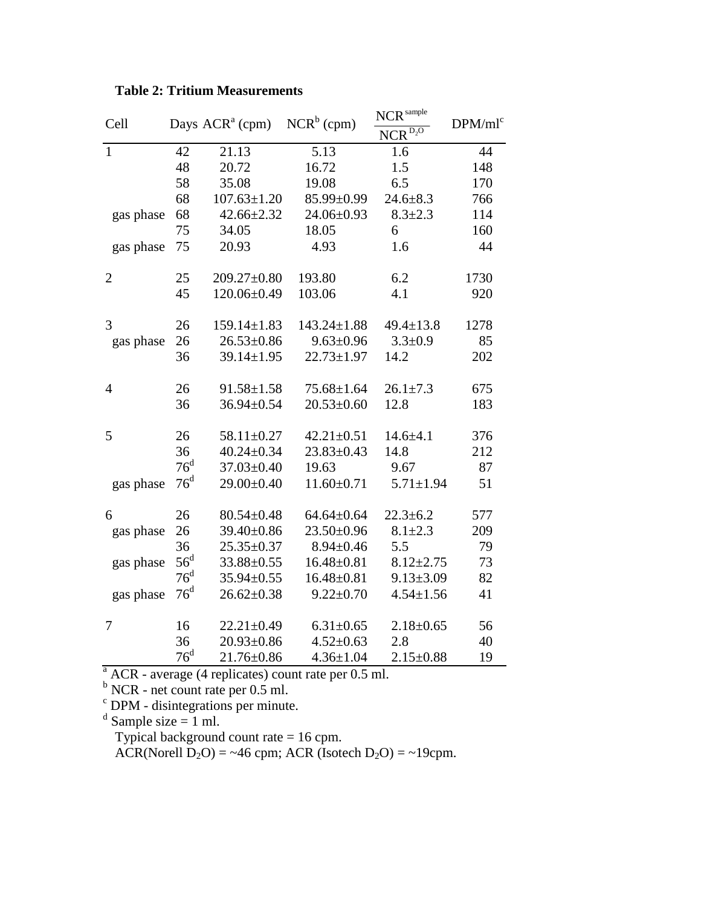**Table 2: Tritium Measurements**

| Cell | Days | ACR[a] (cpm) | NCR[b] (cpm) | $\frac{NCR^{sample}}{NCR^{D_2O}}$ | DPM/ml[c] |
|---|---|---|---|---|---|
| 1 | 42 | 21.13 | 5.13 | 1.6 | 44 |
| | 48 | 20.72 | 16.72 | 1.5 | 148 |
| | 58 | 35.08 | 19.08 | 6.5 | 170 |
| | 68 | 107.63±1.20 | 85.99±0.99 | 24.6±8.3 | 766 |
| gas phase | 68 | 42.66±2.32 | 24.06±0.93 | 8.3±2.3 | 114 |
| | 75 | 34.05 | 18.05 | 6 | 160 |
| gas phase | 75 | 20.93 | 4.93 | 1.6 | 44 |
| 2 | 25 | 209.27±0.80 | 193.80 | 6.2 | 1730 |
| | 45 | 120.06±0.49 | 103.06 | 4.1 | 920 |
| 3 | 26 | 159.14±1.83 | 143.24±1.88 | 49.4±13.8 | 1278 |
| gas phase | 26 | 26.53±0.86 | 9.63±0.96 | 3.3±0.9 | 85 |
| | 36 | 39.14±1.95 | 22.73±1.97 | 14.2 | 202 |
| 4 | 26 | 91.58±1.58 | 75.68±1.64 | 26.1±7.3 | 675 |
| | 36 | 36.94±0.54 | 20.53±0.60 | 12.8 | 183 |
| 5 | 26 | 58.11±0.27 | 42.21±0.51 | 14.6±4.1 | 376 |
| | 36 | 40.24±0.34 | 23.83±0.43 | 14.8 | 212 |
| | 76[d] | 37.03±0.40 | 19.63 | 9.67 | 87 |
| gas phase | 76[d] | 29.00±0.40 | 11.60±0.71 | 5.71±1.94 | 51 |
| 6 | 26 | 80.54±0.48 | 64.64±0.64 | 22.3±6.2 | 577 |
| gas phase | 26 | 39.40±0.86 | 23.50±0.96 | 8.1±2.3 | 209 |
| | 36 | 25.35±0.37 | 8.94±0.46 | 5.5 | 79 |
| gas phase | 56[d] | 33.88±0.55 | 16.48±0.81 | 8.12±2.75 | 73 |
| | 76[d] | 35.94±0.55 | 16.48±0.81 | 9.13±3.09 | 82 |
| gas phase | 76[d] | 26.62±0.38 | 9.22±0.70 | 4.54±1.56 | 41 |
| 7 | 16 | 22.21±0.49 | 6.31±0.65 | 2.18±0.65 | 56 |
| | 36 | 20.93±0.86 | 4.52±0.63 | 2.8 | 40 |
| | 76[d] | 21.76±0.86 | 4.36±1.04 | 2.15±0.88 | 19 |

[a] ACR - average (4 replicates) count rate per 0.5 ml.
[b] NCR - net count rate per 0.5 ml.
[c] DPM - disintegrations per minute.
[d] Sample size = 1 ml.
Typical background count rate = 16 cpm.
ACR(Norell $D_2O$) = ~46 cpm; ACR (Isotech $D_2O$) = ~19cpm.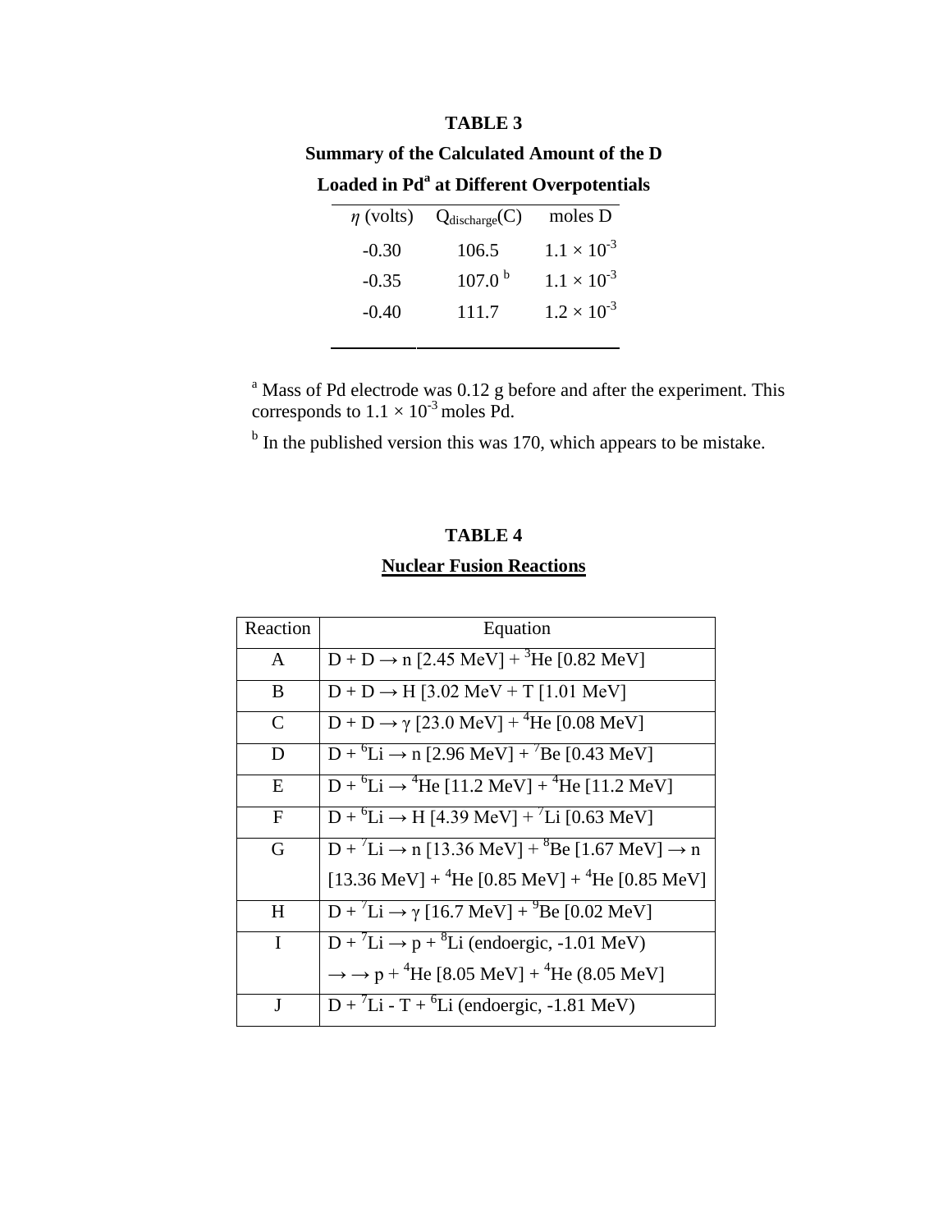**TABLE 3**

**Summary of the Calculated Amount of the D Loaded in Pd[a] at Different Overpotentials**

| $\eta$ (volts) | $Q_{discharge}$(C) | moles D |
|---|---|---|
| -0.30 | 106.5 | $1.1 \times 10^{-3}$ |
| -0.35 | 107.0 [b] | $1.1 \times 10^{-3}$ |
| -0.40 | 111.7 | $1.2 \times 10^{-3}$ |

[a] Mass of Pd electrode was 0.12 g before and after the experiment. This corresponds to $1.1 \times 10^{-3}$ moles Pd.

[b] In the published version this was 170, which appears to be mistake.

**TABLE 4**

**Nuclear Fusion Reactions**

| Reaction | Equation |
|---|---|
| A | D + D → n [2.45 MeV] + $^{3}$He [0.82 MeV] |
| B | D + D → H [3.02 MeV + T [1.01 MeV] |
| C | D + D → γ [23.0 MeV] + $^{4}$He [0.08 MeV] |
| D | D + $^{6}$Li → n [2.96 MeV] + $^{7}$Be [0.43 MeV] |
| E | D + $^{6}$Li → $^{4}$He [11.2 MeV] + $^{4}$He [11.2 MeV] |
| F | D + $^{6}$Li → H [4.39 MeV] + $^{7}$Li [0.63 MeV] |
| G | D + $^{7}$Li → n [13.36 MeV] + $^{8}$Be [1.67 MeV] → n [13.36 MeV] + $^{4}$He [0.85 MeV] + $^{4}$He [0.85 MeV] |
| H | D + $^{7}$Li → γ [16.7 MeV] + $^{9}$Be [0.02 MeV] |
| I | D + $^{7}$Li → p + $^{8}$Li (endoergic, -1.01 MeV) → → p + $^{4}$He [8.05 MeV] + $^{4}$He (8.05 MeV] |
| J | D + $^{7}$Li - T + $^{6}$Li (endoergic, -1.81 MeV) |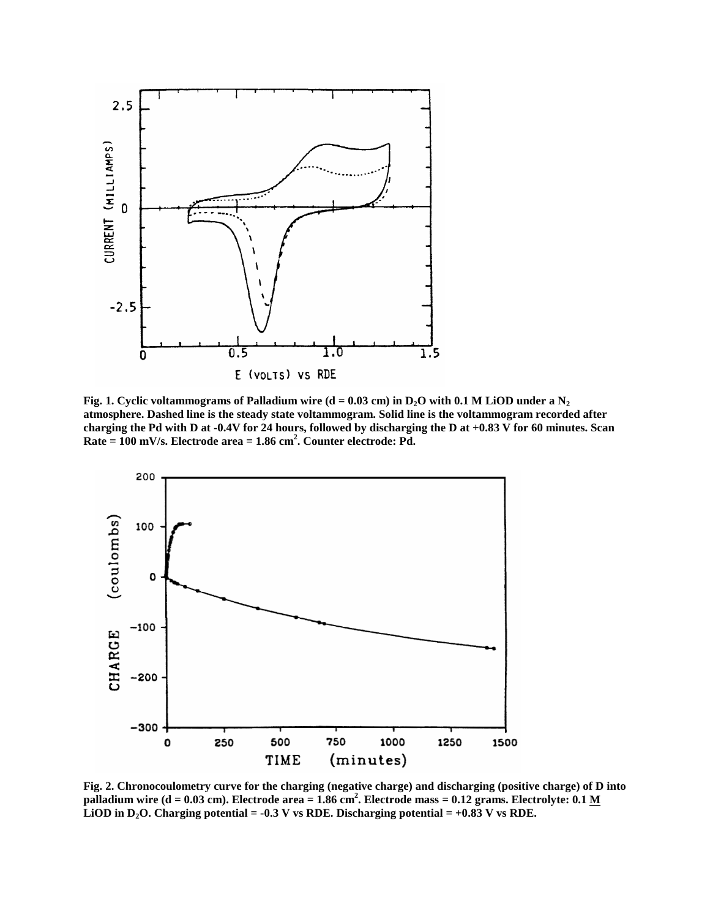**Fig. 1. Cyclic voltammograms of Palladium wire (d = 0.03 cm) in $D_2O$ with 0.1 M LiOD under a $N_2$ atmosphere. Dashed line is the steady state voltammogram. Solid line is the voltammogram recorded after charging the Pd with D at -0.4V for 24 hours, followed by discharging the D at +0.83 V for 60 minutes. Scan Rate = 100 mV/s. Electrode area = 1.86 $cm^2$. Counter electrode: Pd.**

**Fig. 2. Chronocoulometry curve for the charging (negative charge) and discharging (positive charge) of D into palladium wire (d = 0.03 cm). Electrode area = 1.86 $cm^2$. Electrode mass = 0.12 grams. Electrolyte: 0.1 M LiOD in $D_2O$. Charging potential = -0.3 V vs RDE. Discharging potential = +0.83 V vs RDE.**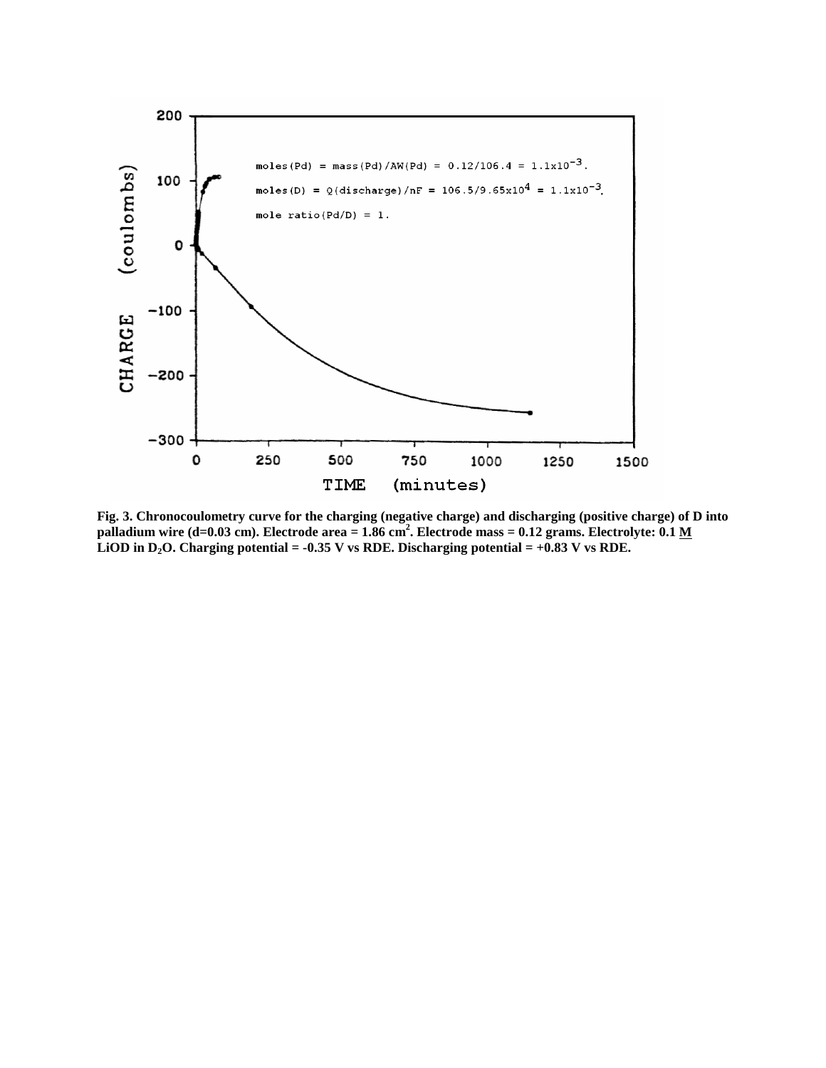CHARGE (coulombs)

200

100

0

−100

−200

−300

0 250 500 750 1000 1250 1500

TIME (minutes)

moles(Pd) = mass(Pd)/AW(Pd) = 0.12/106.4 = $1.1\times10^{-3}$.

moles(D) = Q(discharge)/nF = 106.5/$9.65\times10^{4}$ = $1.1\times10^{-3}$.

mole ratio(Pd/D) = 1.

**Fig. 3. Chronocoulometry curve for the charging (negative charge) and discharging (positive charge) of D into palladium wire (d=0.03 cm). Electrode area = 1.86 $cm^2$. Electrode mass = 0.12 grams. Electrolyte: 0.1 M LiOD in $D_2O$. Charging potential = -0.35 V vs RDE. Discharging potential = +0.83 V vs RDE.**